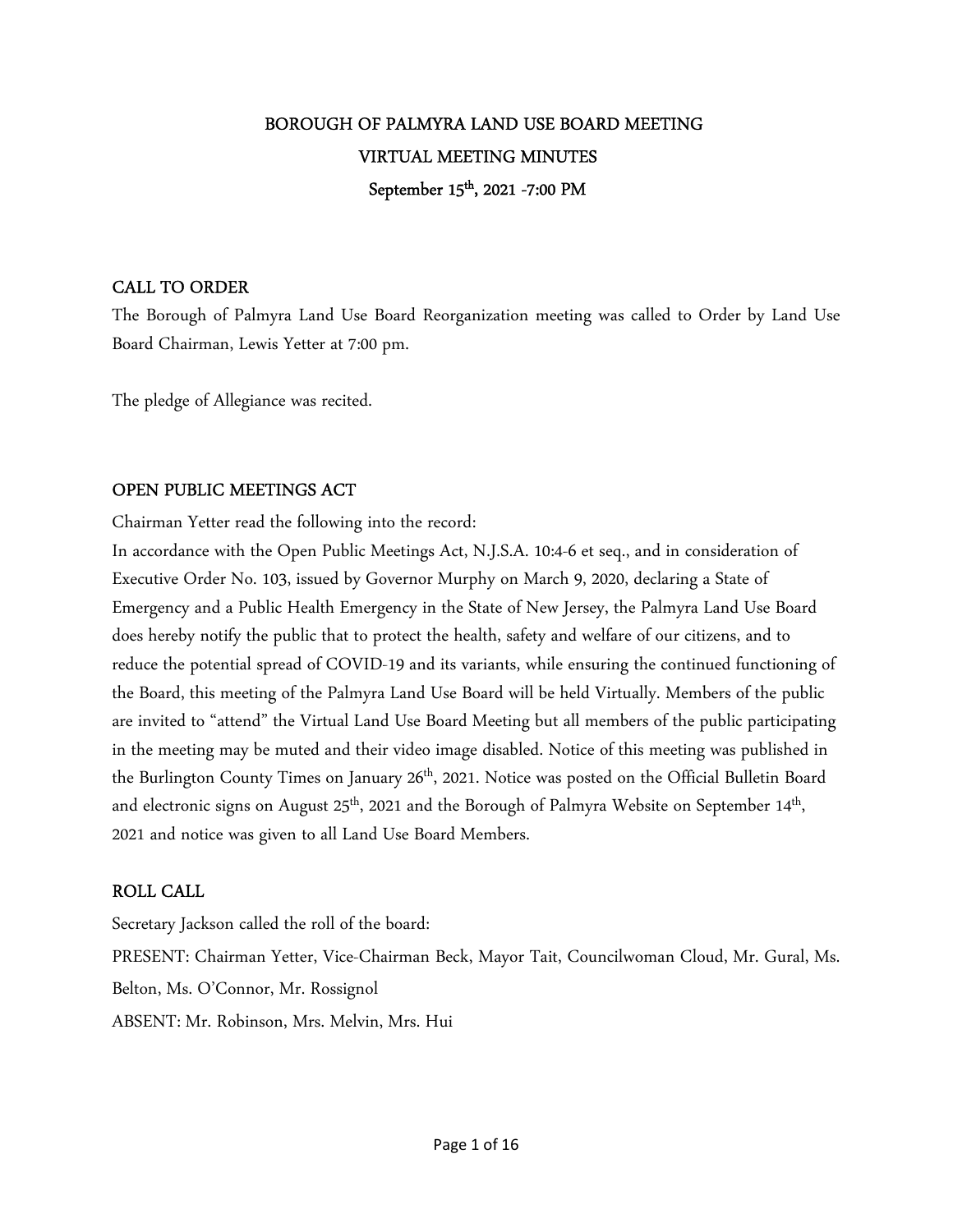# BOROUGH OF PALMYRA LAND USE BOARD MEETING

## VIRTUAL MEETING MINUTES

### September 15th, 2021 -7:00 PM

## CALL TO ORDER

The Borough of Palmyra Land Use Board Reorganization meeting was called to Order by Land Use Board Chairman, Lewis Yetter at 7:00 pm.

The pledge of Allegiance was recited.

## OPEN PUBLIC MEETINGS ACT

Chairman Yetter read the following into the record:

In accordance with the Open Public Meetings Act, N.J.S.A. 10:4-6 et seq., and in consideration of Executive Order No. 103, issued by Governor Murphy on March 9, 2020, declaring a State of Emergency and a Public Health Emergency in the State of New Jersey, the Palmyra Land Use Board does hereby notify the public that to protect the health, safety and welfare of our citizens, and to reduce the potential spread of COVID-19 and its variants, while ensuring the continued functioning of the Board, this meeting of the Palmyra Land Use Board will be held Virtually. Members of the public are invited to "attend" the Virtual Land Use Board Meeting but all members of the public participating in the meeting may be muted and their video image disabled. Notice of this meeting was published in the Burlington County Times on January 26th, 2021. Notice was posted on the Official Bulletin Board and electronic signs on August 25th, 2021 and the Borough of Palmyra Website on September 14th, 2021 and notice was given to all Land Use Board Members.

## ROLL CALL

Secretary Jackson called the roll of the board:

PRESENT: Chairman Yetter, Vice-Chairman Beck, Mayor Tait, Councilwoman Cloud, Mr. Gural, Ms. Belton, Ms. O'Connor, Mr. Rossignol

ABSENT: Mr. Robinson, Mrs. Melvin, Mrs. Hui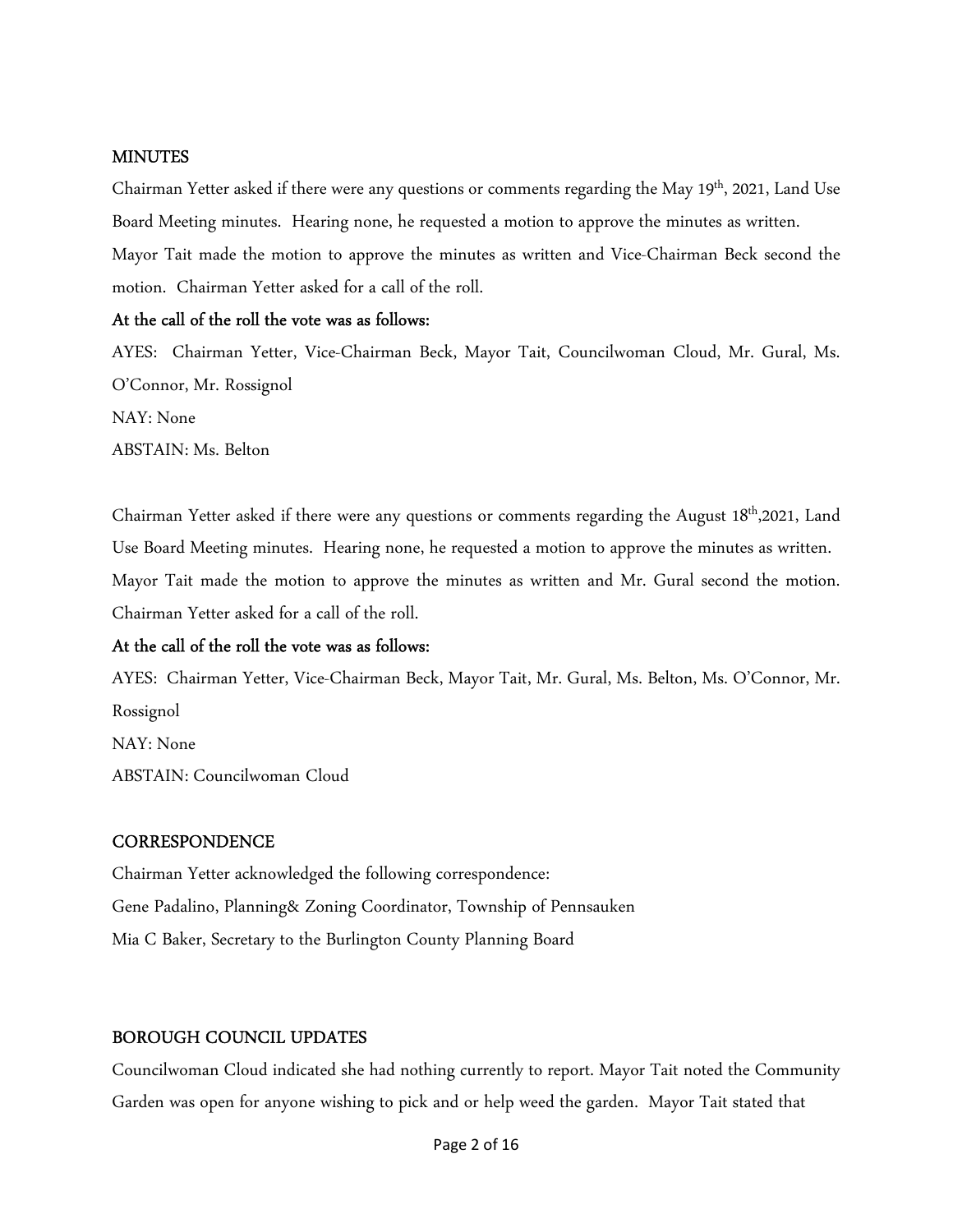## MINUTES

Chairman Yetter asked if there were any questions or comments regarding the May 19th, 2021, Land Use Board Meeting minutes. Hearing none, he requested a motion to approve the minutes as written. Mayor Tait made the motion to approve the minutes as written and Vice-Chairman Beck second the motion. Chairman Yetter asked for a call of the roll.

**At the call of the roll the vote was as follows:**

AYES: Chairman Yetter, Vice-Chairman Beck, Mayor Tait, Councilwoman Cloud, Mr. Gural, Ms. O'Connor, Mr. Rossignol

NAY: None

ABSTAIN: Ms. Belton

Chairman Yetter asked if there were any questions or comments regarding the August 18th,2021, Land Use Board Meeting minutes. Hearing none, he requested a motion to approve the minutes as written. Mayor Tait made the motion to approve the minutes as written and Mr. Gural second the motion. Chairman Yetter asked for a call of the roll.

**At the call of the roll the vote was as follows:**

AYES: Chairman Yetter, Vice-Chairman Beck, Mayor Tait, Mr. Gural, Ms. Belton, Ms. O'Connor, Mr. Rossignol

NAY: None

ABSTAIN: Councilwoman Cloud

## CORRESPONDENCE

Chairman Yetter acknowledged the following correspondence:

Gene Padalino, Planning& Zoning Coordinator, Township of Pennsauken

Mia C Baker, Secretary to the Burlington County Planning Board

## BOROUGH COUNCIL UPDATES

Councilwoman Cloud indicated she had nothing currently to report. Mayor Tait noted the Community Garden was open for anyone wishing to pick and or help weed the garden. Mayor Tait stated that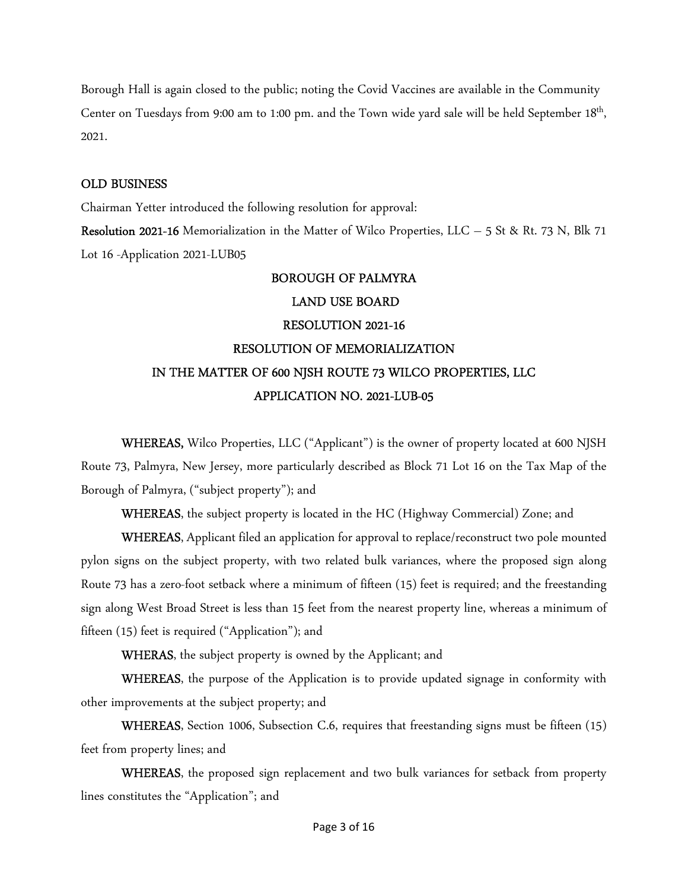Borough Hall is again closed to the public; noting the Covid Vaccines are available in the Community Center on Tuesdays from 9:00 am to 1:00 pm. and the Town wide yard sale will be held September 18th, 2021.

## OLD BUSINESS

Chairman Yetter introduced the following resolution for approval:

**Resolution 2021-16** Memorialization in the Matter of Wilco Properties, LLC – 5 St & Rt. 73 N, Blk 71 Lot 16 -Application 2021-LUB05

BOROUGH OF PALMYRA

LAND USE BOARD

RESOLUTION 2021-16

RESOLUTION OF MEMORIALIZATION

IN THE MATTER OF 600 NJSH ROUTE 73 WILCO PROPERTIES, LLC

APPLICATION NO. 2021-LUB-05

**WHEREAS,** Wilco Properties, LLC ("Applicant") is the owner of property located at 600 NJSH Route 73, Palmyra, New Jersey, more particularly described as Block 71 Lot 16 on the Tax Map of the Borough of Palmyra, ("subject property"); and

**WHEREAS**, the subject property is located in the HC (Highway Commercial) Zone; and

**WHEREAS**, Applicant filed an application for approval to replace/reconstruct two pole mounted pylon signs on the subject property, with two related bulk variances, where the proposed sign along Route 73 has a zero-foot setback where a minimum of fifteen (15) feet is required; and the freestanding sign along West Broad Street is less than 15 feet from the nearest property line, whereas a minimum of fifteen (15) feet is required ("Application"); and

**WHERAS**, the subject property is owned by the Applicant; and

**WHEREAS**, the purpose of the Application is to provide updated signage in conformity with other improvements at the subject property; and

**WHEREAS**, Section 1006, Subsection C.6, requires that freestanding signs must be fifteen (15) feet from property lines; and

**WHEREAS**, the proposed sign replacement and two bulk variances for setback from property lines constitutes the "Application"; and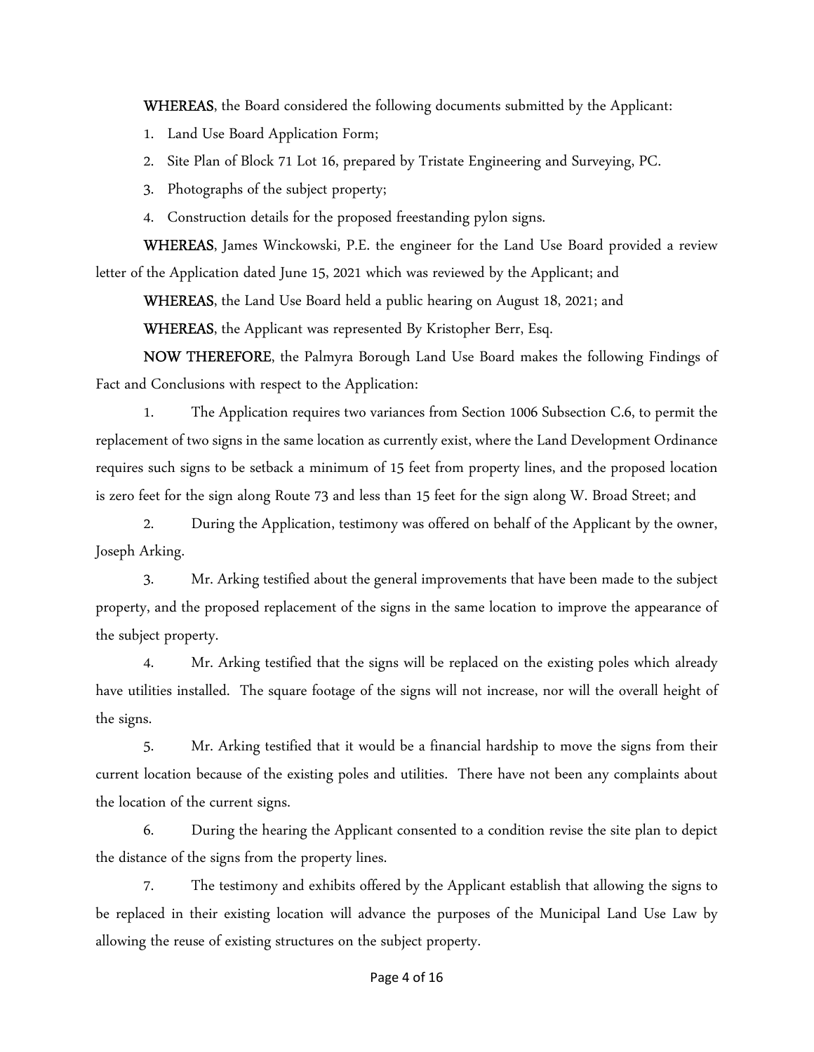**WHEREAS**, the Board considered the following documents submitted by the Applicant:

1. Land Use Board Application Form;
2. Site Plan of Block 71 Lot 16, prepared by Tristate Engineering and Surveying, PC.
3. Photographs of the subject property;
4. Construction details for the proposed freestanding pylon signs.

**WHEREAS**, James Winckowski, P.E. the engineer for the Land Use Board provided a review letter of the Application dated June 15, 2021 which was reviewed by the Applicant; and

**WHEREAS**, the Land Use Board held a public hearing on August 18, 2021; and

**WHEREAS**, the Applicant was represented By Kristopher Berr, Esq.

**NOW THEREFORE**, the Palmyra Borough Land Use Board makes the following Findings of Fact and Conclusions with respect to the Application:

1. The Application requires two variances from Section 1006 Subsection C.6, to permit the replacement of two signs in the same location as currently exist, where the Land Development Ordinance requires such signs to be setback a minimum of 15 feet from property lines, and the proposed location is zero feet for the sign along Route 73 and less than 15 feet for the sign along W. Broad Street; and

2. During the Application, testimony was offered on behalf of the Applicant by the owner, Joseph Arking.

3. Mr. Arking testified about the general improvements that have been made to the subject property, and the proposed replacement of the signs in the same location to improve the appearance of the subject property.

4. Mr. Arking testified that the signs will be replaced on the existing poles which already have utilities installed. The square footage of the signs will not increase, nor will the overall height of the signs.

5. Mr. Arking testified that it would be a financial hardship to move the signs from their current location because of the existing poles and utilities. There have not been any complaints about the location of the current signs.

6. During the hearing the Applicant consented to a condition revise the site plan to depict the distance of the signs from the property lines.

7. The testimony and exhibits offered by the Applicant establish that allowing the signs to be replaced in their existing location will advance the purposes of the Municipal Land Use Law by allowing the reuse of existing structures on the subject property.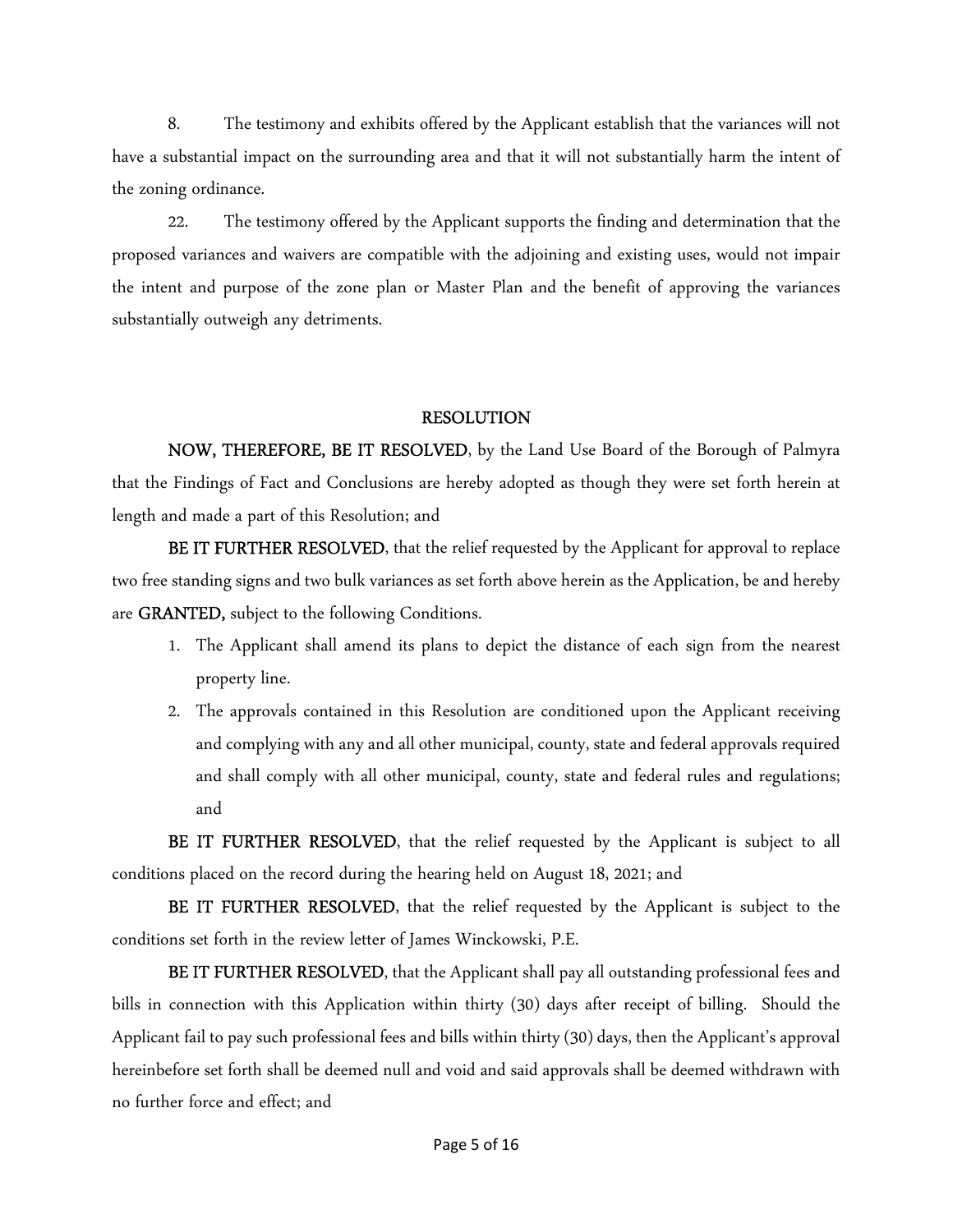8. The testimony and exhibits offered by the Applicant establish that the variances will not have a substantial impact on the surrounding area and that it will not substantially harm the intent of the zoning ordinance.

22. The testimony offered by the Applicant supports the finding and determination that the proposed variances and waivers are compatible with the adjoining and existing uses, would not impair the intent and purpose of the zone plan or Master Plan and the benefit of approving the variances substantially outweigh any detriments.

## RESOLUTION

**NOW, THEREFORE, BE IT RESOLVED**, by the Land Use Board of the Borough of Palmyra that the Findings of Fact and Conclusions are hereby adopted as though they were set forth herein at length and made a part of this Resolution; and

**BE IT FURTHER RESOLVED**, that the relief requested by the Applicant for approval to replace two free standing signs and two bulk variances as set forth above herein as the Application, be and hereby are **GRANTED,** subject to the following Conditions.

1. The Applicant shall amend its plans to depict the distance of each sign from the nearest property line.
2. The approvals contained in this Resolution are conditioned upon the Applicant receiving and complying with any and all other municipal, county, state and federal approvals required and shall comply with all other municipal, county, state and federal rules and regulations; and

**BE IT FURTHER RESOLVED**, that the relief requested by the Applicant is subject to all conditions placed on the record during the hearing held on August 18, 2021; and

**BE IT FURTHER RESOLVED**, that the relief requested by the Applicant is subject to the conditions set forth in the review letter of James Winckowski, P.E.

**BE IT FURTHER RESOLVED**, that the Applicant shall pay all outstanding professional fees and bills in connection with this Application within thirty (30) days after receipt of billing. Should the Applicant fail to pay such professional fees and bills within thirty (30) days, then the Applicant's approval hereinbefore set forth shall be deemed null and void and said approvals shall be deemed withdrawn with no further force and effect; and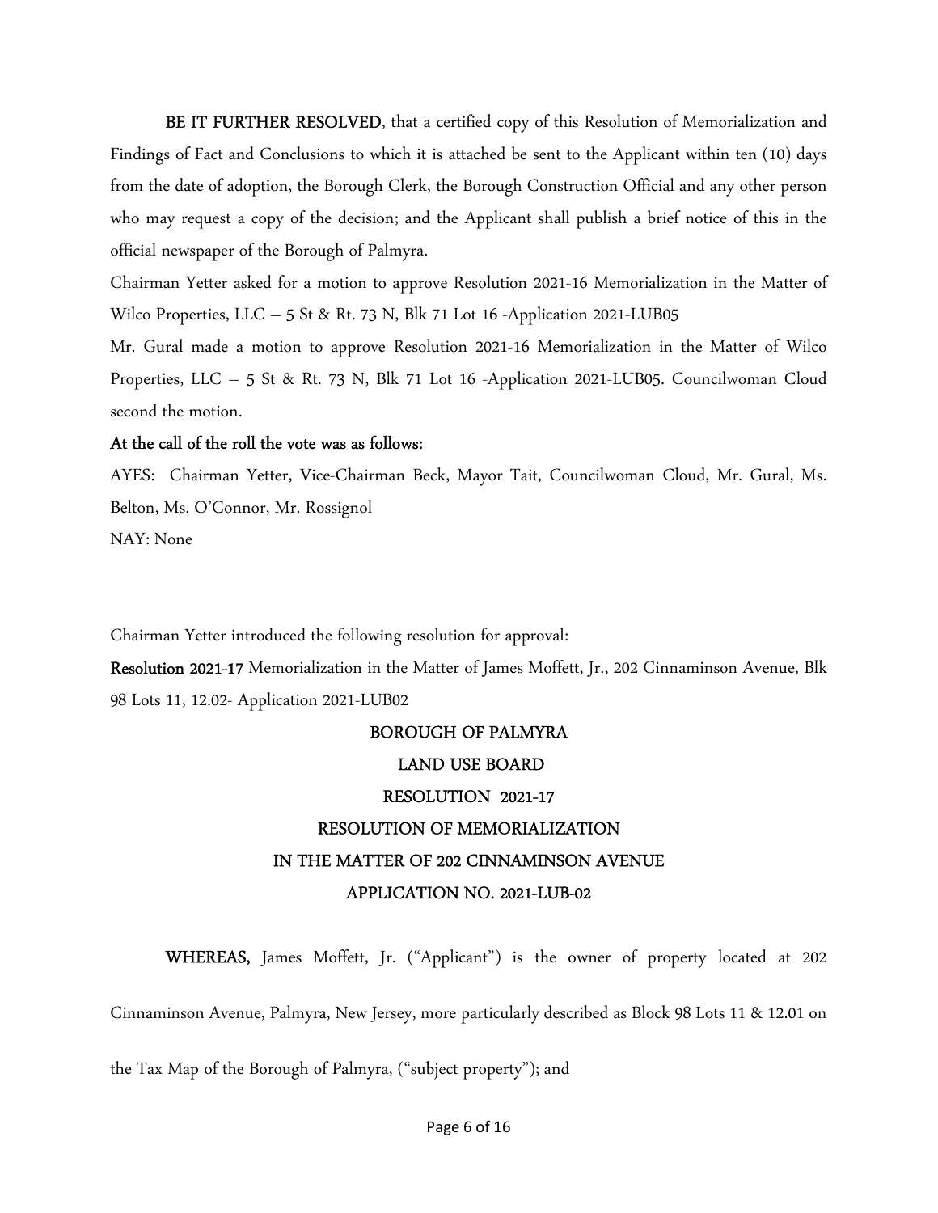**BE IT FURTHER RESOLVED**, that a certified copy of this Resolution of Memorialization and Findings of Fact and Conclusions to which it is attached be sent to the Applicant within ten (10) days from the date of adoption, the Borough Clerk, the Borough Construction Official and any other person who may request a copy of the decision; and the Applicant shall publish a brief notice of this in the official newspaper of the Borough of Palmyra.

Chairman Yetter asked for a motion to approve Resolution 2021-16 Memorialization in the Matter of Wilco Properties, LLC – 5 St & Rt. 73 N, Blk 71 Lot 16 -Application 2021-LUB05

Mr. Gural made a motion to approve Resolution 2021-16 Memorialization in the Matter of Wilco Properties, LLC – 5 St & Rt. 73 N, Blk 71 Lot 16 -Application 2021-LUB05. Councilwoman Cloud second the motion.

**At the call of the roll the vote was as follows:**

AYES: Chairman Yetter, Vice-Chairman Beck, Mayor Tait, Councilwoman Cloud, Mr. Gural, Ms. Belton, Ms. O'Connor, Mr. Rossignol

NAY: None

Chairman Yetter introduced the following resolution for approval:

**Resolution 2021-17** Memorialization in the Matter of James Moffett, Jr., 202 Cinnaminson Avenue, Blk 98 Lots 11, 12.02- Application 2021-LUB02

**BOROUGH OF PALMYRA**

**LAND USE BOARD**

**RESOLUTION 2021-17**

**RESOLUTION OF MEMORIALIZATION**

**IN THE MATTER OF 202 CINNAMINSON AVENUE**

**APPLICATION NO. 2021-LUB-02**

**WHEREAS,** James Moffett, Jr. ("Applicant") is the owner of property located at 202 Cinnaminson Avenue, Palmyra, New Jersey, more particularly described as Block 98 Lots 11 & 12.01 on the Tax Map of the Borough of Palmyra, ("subject property"); and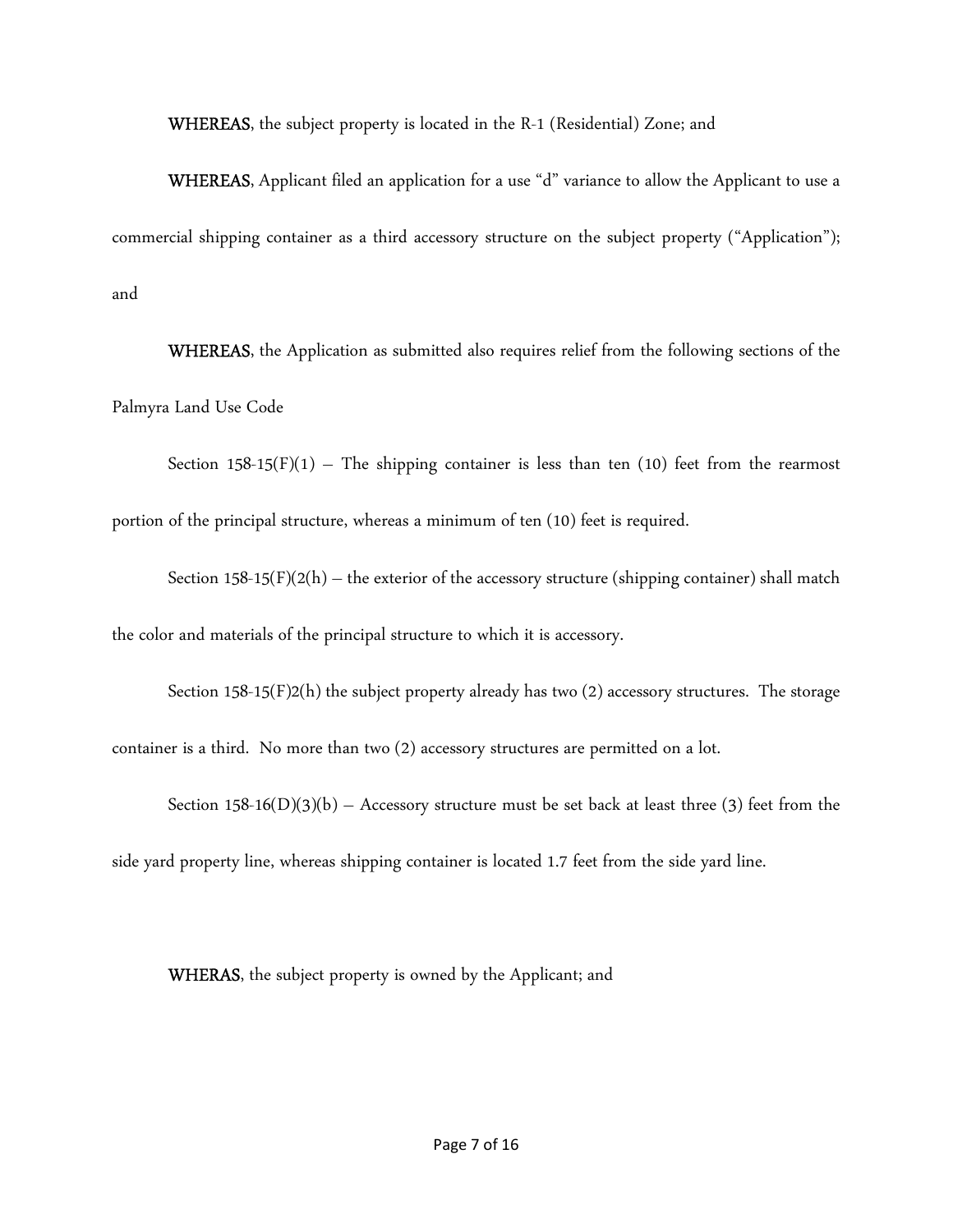**WHEREAS**, the subject property is located in the R-1 (Residential) Zone; and

**WHEREAS**, Applicant filed an application for a use "d" variance to allow the Applicant to use a commercial shipping container as a third accessory structure on the subject property ("Application"); and

**WHEREAS**, the Application as submitted also requires relief from the following sections of the Palmyra Land Use Code

Section 158-15(F)(1) – The shipping container is less than ten (10) feet from the rearmost portion of the principal structure, whereas a minimum of ten (10) feet is required.

Section 158-15(F)(2(h) – the exterior of the accessory structure (shipping container) shall match the color and materials of the principal structure to which it is accessory.

Section 158-15(F)2(h) the subject property already has two (2) accessory structures. The storage container is a third. No more than two (2) accessory structures are permitted on a lot.

Section 158-16(D)(3)(b) – Accessory structure must be set back at least three (3) feet from the side yard property line, whereas shipping container is located 1.7 feet from the side yard line.

**WHERAS**, the subject property is owned by the Applicant; and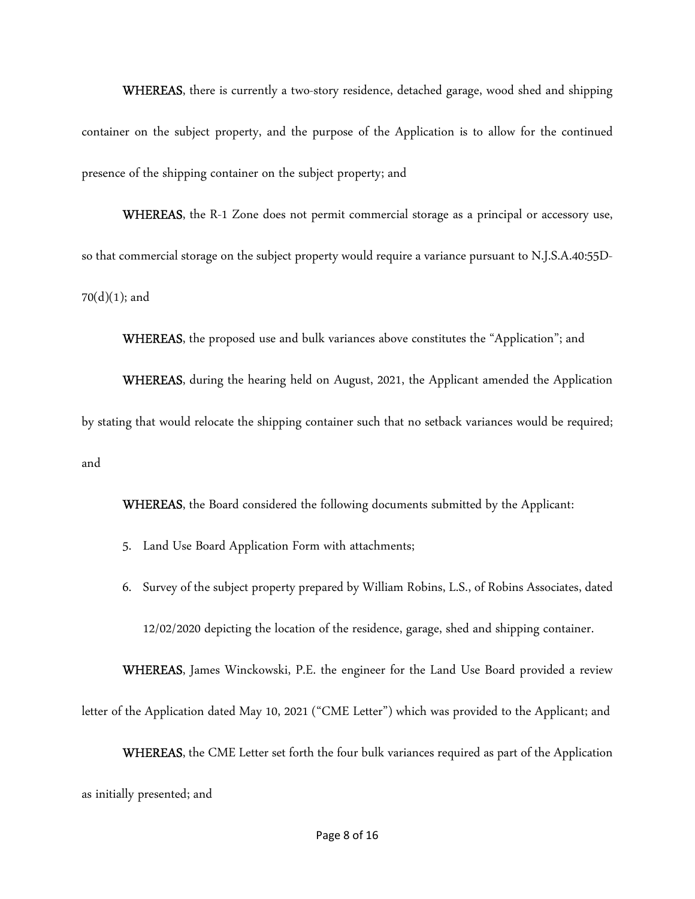**WHEREAS**, there is currently a two-story residence, detached garage, wood shed and shipping container on the subject property, and the purpose of the Application is to allow for the continued presence of the shipping container on the subject property; and

**WHEREAS**, the R-1 Zone does not permit commercial storage as a principal or accessory use, so that commercial storage on the subject property would require a variance pursuant to N.J.S.A.40:55D-70(d)(1); and

**WHEREAS**, the proposed use and bulk variances above constitutes the "Application"; and

**WHEREAS**, during the hearing held on August, 2021, the Applicant amended the Application by stating that would relocate the shipping container such that no setback variances would be required; and

**WHEREAS**, the Board considered the following documents submitted by the Applicant:

5. Land Use Board Application Form with attachments;
6. Survey of the subject property prepared by William Robins, L.S., of Robins Associates, dated 12/02/2020 depicting the location of the residence, garage, shed and shipping container.

**WHEREAS**, James Winckowski, P.E. the engineer for the Land Use Board provided a review letter of the Application dated May 10, 2021 ("CME Letter") which was provided to the Applicant; and

**WHEREAS**, the CME Letter set forth the four bulk variances required as part of the Application as initially presented; and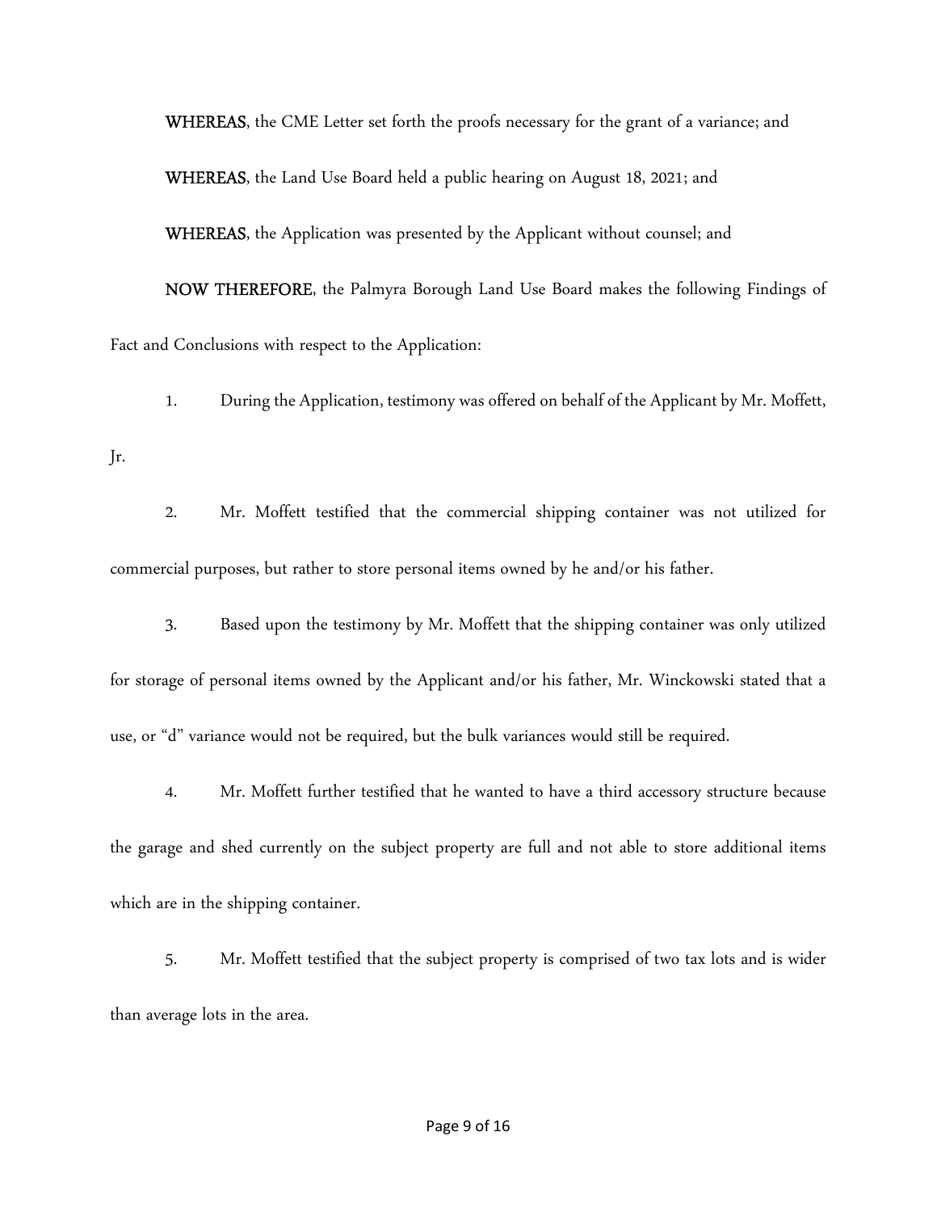**WHEREAS**, the CME Letter set forth the proofs necessary for the grant of a variance; and

**WHEREAS**, the Land Use Board held a public hearing on August 18, 2021; and

**WHEREAS**, the Application was presented by the Applicant without counsel; and

**NOW THEREFORE**, the Palmyra Borough Land Use Board makes the following Findings of Fact and Conclusions with respect to the Application:

1. During the Application, testimony was offered on behalf of the Applicant by Mr. Moffett, Jr.

2. Mr. Moffett testified that the commercial shipping container was not utilized for commercial purposes, but rather to store personal items owned by he and/or his father.

3. Based upon the testimony by Mr. Moffett that the shipping container was only utilized for storage of personal items owned by the Applicant and/or his father, Mr. Winckowski stated that a use, or "d" variance would not be required, but the bulk variances would still be required.

4. Mr. Moffett further testified that he wanted to have a third accessory structure because the garage and shed currently on the subject property are full and not able to store additional items which are in the shipping container.

5. Mr. Moffett testified that the subject property is comprised of two tax lots and is wider than average lots in the area.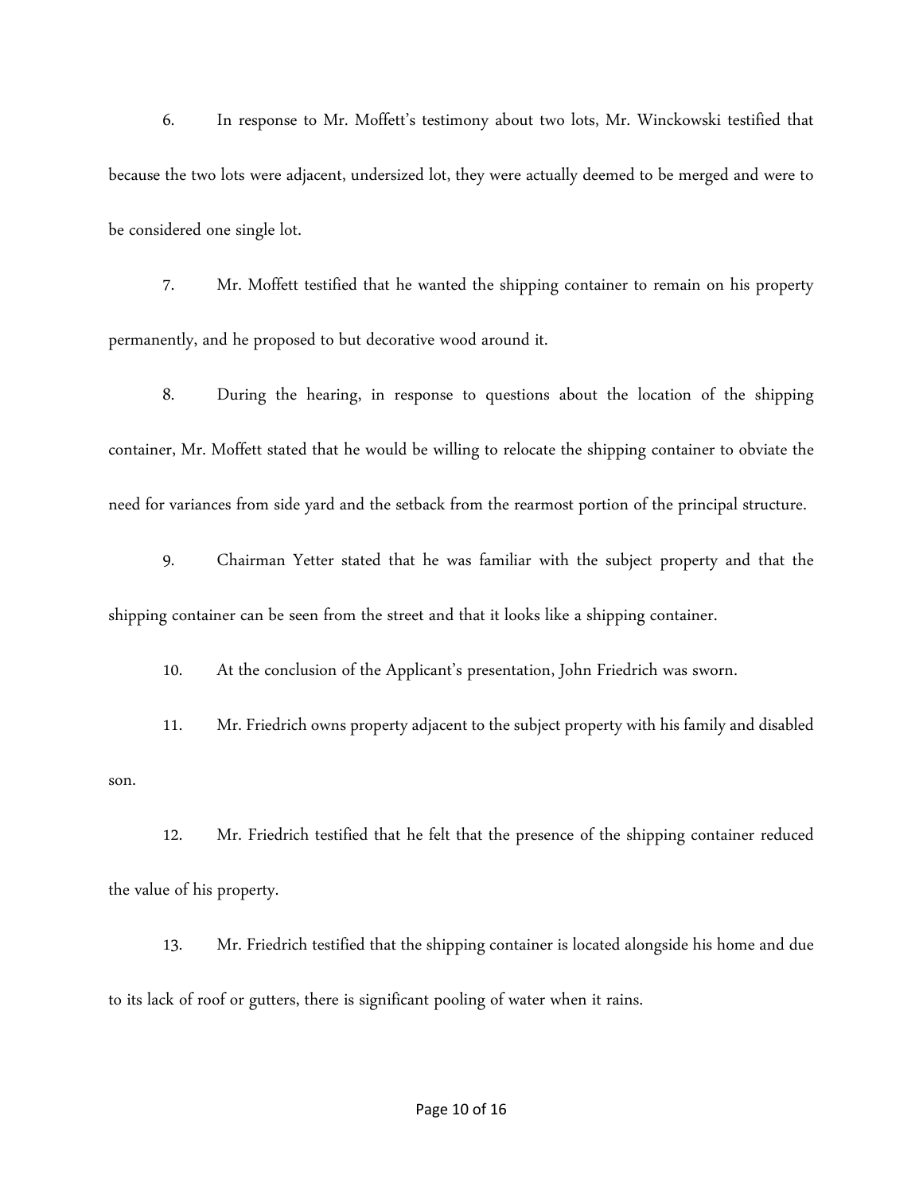6. In response to Mr. Moffett's testimony about two lots, Mr. Winckowski testified that because the two lots were adjacent, undersized lot, they were actually deemed to be merged and were to be considered one single lot.

7. Mr. Moffett testified that he wanted the shipping container to remain on his property permanently, and he proposed to but decorative wood around it.

8. During the hearing, in response to questions about the location of the shipping container, Mr. Moffett stated that he would be willing to relocate the shipping container to obviate the need for variances from side yard and the setback from the rearmost portion of the principal structure.

9. Chairman Yetter stated that he was familiar with the subject property and that the shipping container can be seen from the street and that it looks like a shipping container.

10. At the conclusion of the Applicant's presentation, John Friedrich was sworn.

11. Mr. Friedrich owns property adjacent to the subject property with his family and disabled son.

12. Mr. Friedrich testified that he felt that the presence of the shipping container reduced the value of his property.

13. Mr. Friedrich testified that the shipping container is located alongside his home and due to its lack of roof or gutters, there is significant pooling of water when it rains.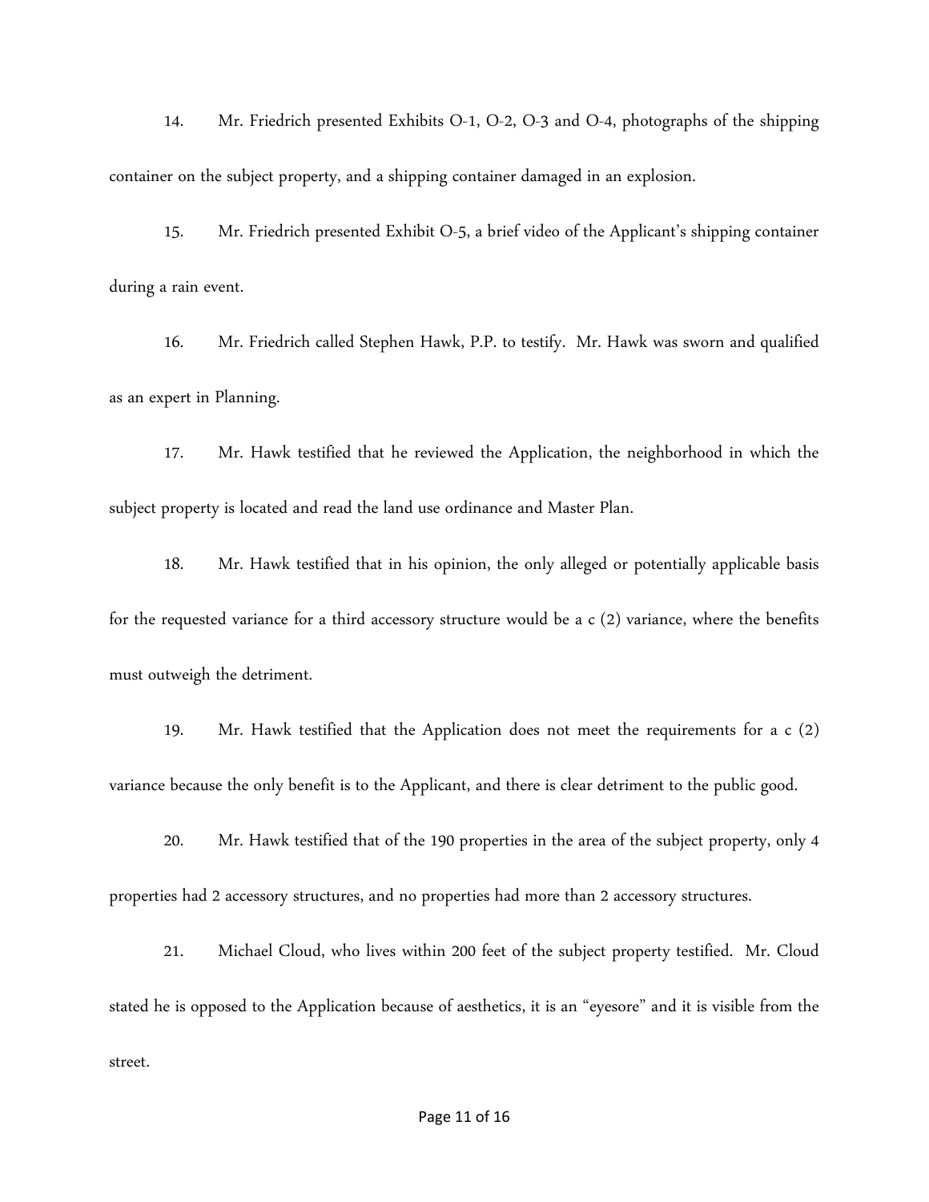14. Mr. Friedrich presented Exhibits O-1, O-2, O-3 and O-4, photographs of the shipping container on the subject property, and a shipping container damaged in an explosion.

15. Mr. Friedrich presented Exhibit O-5, a brief video of the Applicant's shipping container during a rain event.

16. Mr. Friedrich called Stephen Hawk, P.P. to testify. Mr. Hawk was sworn and qualified as an expert in Planning.

17. Mr. Hawk testified that he reviewed the Application, the neighborhood in which the subject property is located and read the land use ordinance and Master Plan.

18. Mr. Hawk testified that in his opinion, the only alleged or potentially applicable basis for the requested variance for a third accessory structure would be a c (2) variance, where the benefits must outweigh the detriment.

19. Mr. Hawk testified that the Application does not meet the requirements for a c (2) variance because the only benefit is to the Applicant, and there is clear detriment to the public good.

20. Mr. Hawk testified that of the 190 properties in the area of the subject property, only 4 properties had 2 accessory structures, and no properties had more than 2 accessory structures.

21. Michael Cloud, who lives within 200 feet of the subject property testified. Mr. Cloud stated he is opposed to the Application because of aesthetics, it is an "eyesore" and it is visible from the street.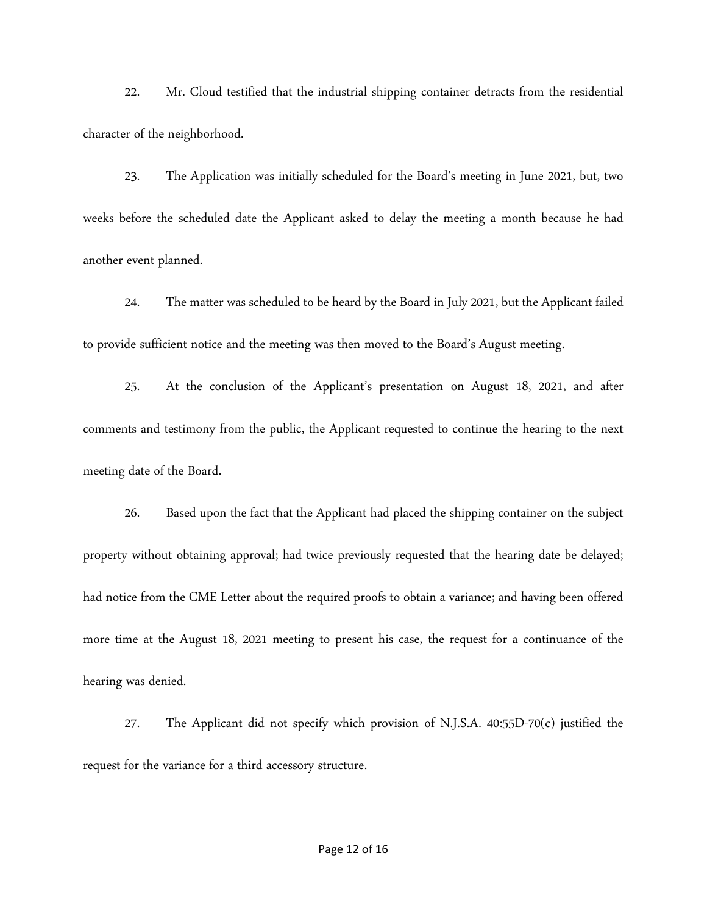22. Mr. Cloud testified that the industrial shipping container detracts from the residential character of the neighborhood.

23. The Application was initially scheduled for the Board's meeting in June 2021, but, two weeks before the scheduled date the Applicant asked to delay the meeting a month because he had another event planned.

24. The matter was scheduled to be heard by the Board in July 2021, but the Applicant failed to provide sufficient notice and the meeting was then moved to the Board's August meeting.

25. At the conclusion of the Applicant's presentation on August 18, 2021, and after comments and testimony from the public, the Applicant requested to continue the hearing to the next meeting date of the Board.

26. Based upon the fact that the Applicant had placed the shipping container on the subject property without obtaining approval; had twice previously requested that the hearing date be delayed; had notice from the CME Letter about the required proofs to obtain a variance; and having been offered more time at the August 18, 2021 meeting to present his case, the request for a continuance of the hearing was denied.

27. The Applicant did not specify which provision of N.J.S.A. 40:55D-70(c) justified the request for the variance for a third accessory structure.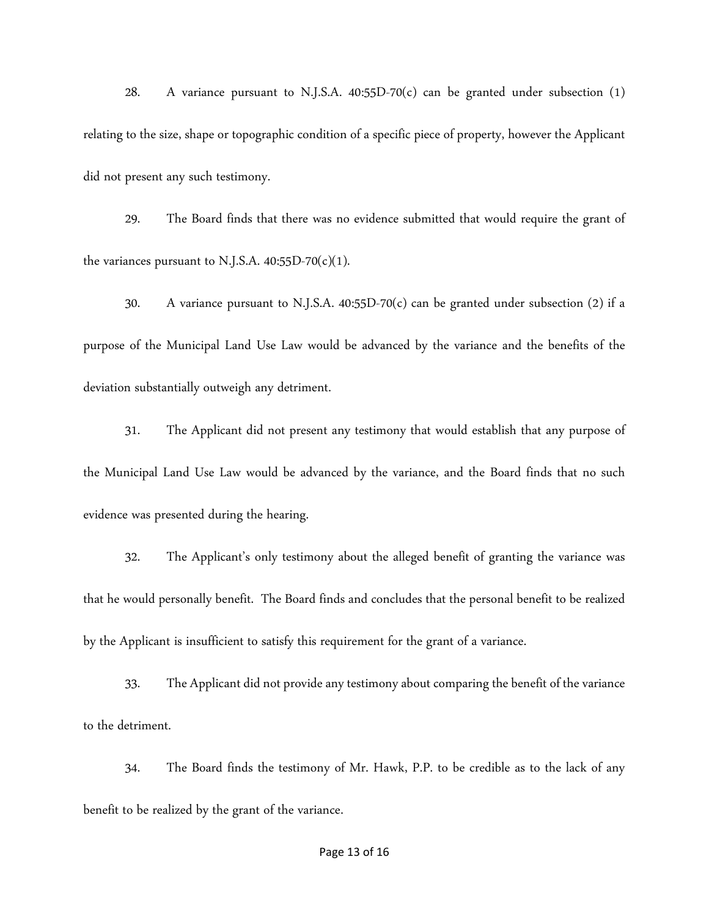28. A variance pursuant to N.J.S.A. 40:55D-70(c) can be granted under subsection (1) relating to the size, shape or topographic condition of a specific piece of property, however the Applicant did not present any such testimony.

29. The Board finds that there was no evidence submitted that would require the grant of the variances pursuant to N.J.S.A. 40:55D-70(c)(1).

30. A variance pursuant to N.J.S.A. 40:55D-70(c) can be granted under subsection (2) if a purpose of the Municipal Land Use Law would be advanced by the variance and the benefits of the deviation substantially outweigh any detriment.

31. The Applicant did not present any testimony that would establish that any purpose of the Municipal Land Use Law would be advanced by the variance, and the Board finds that no such evidence was presented during the hearing.

32. The Applicant's only testimony about the alleged benefit of granting the variance was that he would personally benefit. The Board finds and concludes that the personal benefit to be realized by the Applicant is insufficient to satisfy this requirement for the grant of a variance.

33. The Applicant did not provide any testimony about comparing the benefit of the variance to the detriment.

34. The Board finds the testimony of Mr. Hawk, P.P. to be credible as to the lack of any benefit to be realized by the grant of the variance.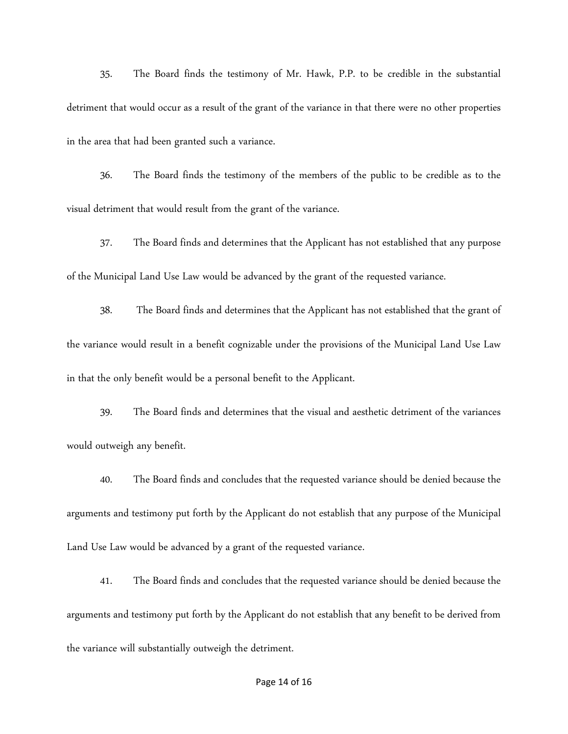35. The Board finds the testimony of Mr. Hawk, P.P. to be credible in the substantial detriment that would occur as a result of the grant of the variance in that there were no other properties in the area that had been granted such a variance.

36. The Board finds the testimony of the members of the public to be credible as to the visual detriment that would result from the grant of the variance.

37. The Board finds and determines that the Applicant has not established that any purpose of the Municipal Land Use Law would be advanced by the grant of the requested variance.

38. The Board finds and determines that the Applicant has not established that the grant of the variance would result in a benefit cognizable under the provisions of the Municipal Land Use Law in that the only benefit would be a personal benefit to the Applicant.

39. The Board finds and determines that the visual and aesthetic detriment of the variances would outweigh any benefit.

40. The Board finds and concludes that the requested variance should be denied because the arguments and testimony put forth by the Applicant do not establish that any purpose of the Municipal Land Use Law would be advanced by a grant of the requested variance.

41. The Board finds and concludes that the requested variance should be denied because the arguments and testimony put forth by the Applicant do not establish that any benefit to be derived from the variance will substantially outweigh the detriment.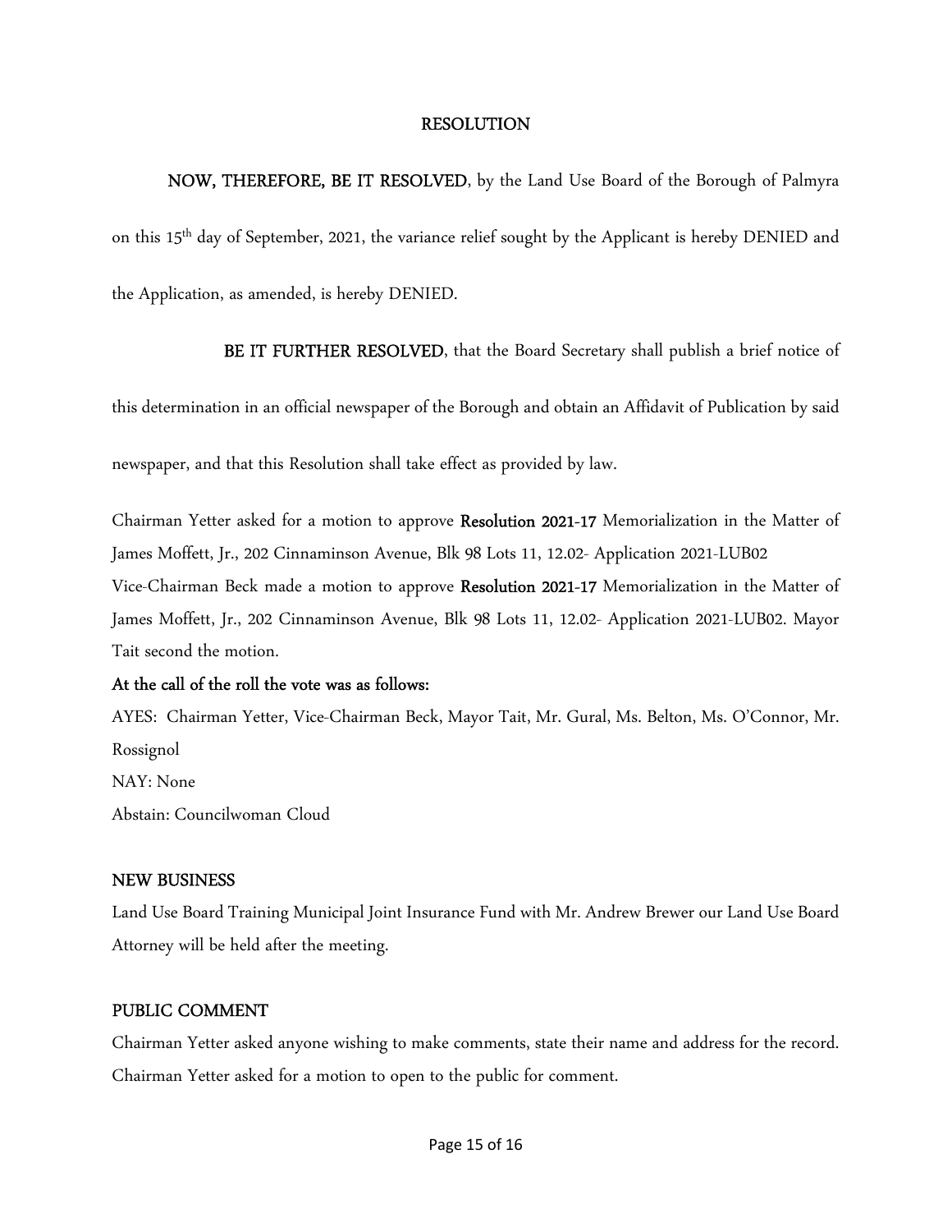## RESOLUTION

**NOW, THEREFORE, BE IT RESOLVED**, by the Land Use Board of the Borough of Palmyra on this 15th day of September, 2021, the variance relief sought by the Applicant is hereby DENIED and the Application, as amended, is hereby DENIED.

**BE IT FURTHER RESOLVED**, that the Board Secretary shall publish a brief notice of this determination in an official newspaper of the Borough and obtain an Affidavit of Publication by said newspaper, and that this Resolution shall take effect as provided by law.

Chairman Yetter asked for a motion to approve **Resolution 2021-17** Memorialization in the Matter of James Moffett, Jr., 202 Cinnaminson Avenue, Blk 98 Lots 11, 12.02- Application 2021-LUB02

Vice-Chairman Beck made a motion to approve **Resolution 2021-17** Memorialization in the Matter of James Moffett, Jr., 202 Cinnaminson Avenue, Blk 98 Lots 11, 12.02- Application 2021-LUB02. Mayor Tait second the motion.

**At the call of the roll the vote was as follows:**

AYES: Chairman Yetter, Vice-Chairman Beck, Mayor Tait, Mr. Gural, Ms. Belton, Ms. O'Connor, Mr. Rossignol

NAY: None

Abstain: Councilwoman Cloud

## NEW BUSINESS

Land Use Board Training Municipal Joint Insurance Fund with Mr. Andrew Brewer our Land Use Board Attorney will be held after the meeting.

## PUBLIC COMMENT

Chairman Yetter asked anyone wishing to make comments, state their name and address for the record. Chairman Yetter asked for a motion to open to the public for comment.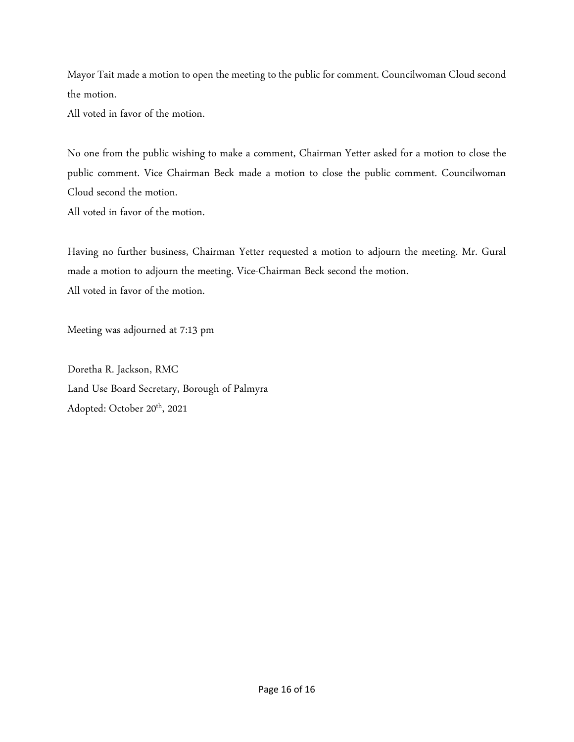Mayor Tait made a motion to open the meeting to the public for comment. Councilwoman Cloud second the motion.
All voted in favor of the motion.

No one from the public wishing to make a comment, Chairman Yetter asked for a motion to close the public comment. Vice Chairman Beck made a motion to close the public comment. Councilwoman Cloud second the motion.
All voted in favor of the motion.

Having no further business, Chairman Yetter requested a motion to adjourn the meeting. Mr. Gural made a motion to adjourn the meeting. Vice-Chairman Beck second the motion.
All voted in favor of the motion.

Meeting was adjourned at 7:13 pm

Doretha R. Jackson, RMC
Land Use Board Secretary, Borough of Palmyra
Adopted: October 20th, 2021